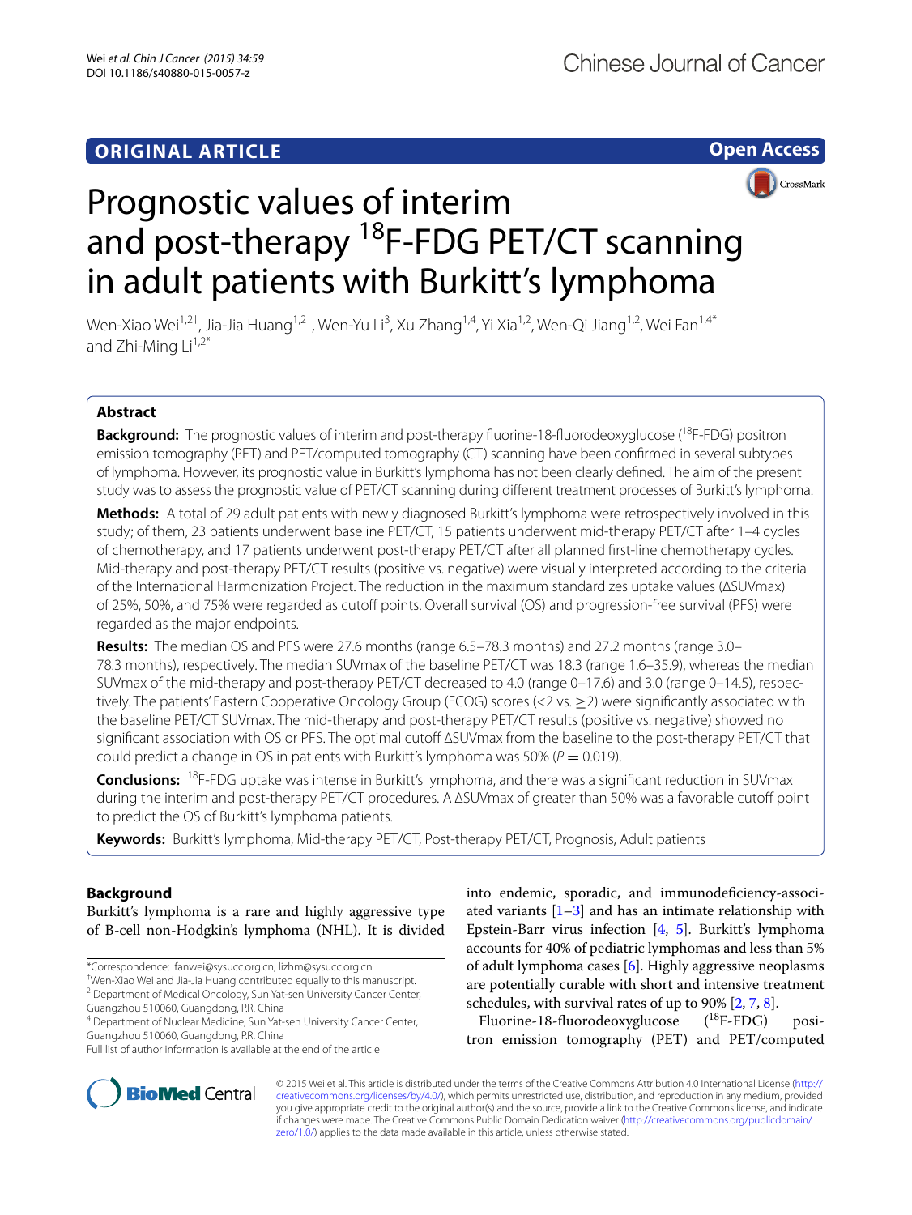ORIGINAL ARTICLE

Open Access

# Prognostic values of interim and post-therapy $^{18}$F-FDG PET/CT scanning in adult patients with Burkitt's lymphoma

Wen-Xiao Wei[1,2†], Jia-Jia Huang[1,2†], Wen-Yu Li[3], Xu Zhang[1,4], Yi Xia[1,2], Wen-Qi Jiang[1,2], Wei Fan[1,4*] and Zhi-Ming Li[1,2*]

## Abstract

**Background:** The prognostic values of interim and post-therapy fluorine-18-fluorodeoxyglucose ($^{18}$F-FDG) positron emission tomography (PET) and PET/computed tomography (CT) scanning have been confirmed in several subtypes of lymphoma. However, its prognostic value in Burkitt's lymphoma has not been clearly defined. The aim of the present study was to assess the prognostic value of PET/CT scanning during different treatment processes of Burkitt's lymphoma.

**Methods:** A total of 29 adult patients with newly diagnosed Burkitt's lymphoma were retrospectively involved in this study; of them, 23 patients underwent baseline PET/CT, 15 patients underwent mid-therapy PET/CT after 1–4 cycles of chemotherapy, and 17 patients underwent post-therapy PET/CT after all planned first-line chemotherapy cycles. Mid-therapy and post-therapy PET/CT results (positive vs. negative) were visually interpreted according to the criteria of the International Harmonization Project. The reduction in the maximum standardizes uptake values (ΔSUVmax) of 25%, 50%, and 75% were regarded as cutoff points. Overall survival (OS) and progression-free survival (PFS) were regarded as the major endpoints.

**Results:** The median OS and PFS were 27.6 months (range 6.5–78.3 months) and 27.2 months (range 3.0–78.3 months), respectively. The median SUVmax of the baseline PET/CT was 18.3 (range 1.6–35.9), whereas the median SUVmax of the mid-therapy and post-therapy PET/CT decreased to 4.0 (range 0–17.6) and 3.0 (range 0–14.5), respectively. The patients' Eastern Cooperative Oncology Group (ECOG) scores (<2 vs. ≥2) were significantly associated with the baseline PET/CT SUVmax. The mid-therapy and post-therapy PET/CT results (positive vs. negative) showed no significant association with OS or PFS. The optimal cutoff ΔSUVmax from the baseline to the post-therapy PET/CT that could predict a change in OS in patients with Burkitt's lymphoma was 50% ($P = 0.019$).

**Conclusions:** $^{18}$F-FDG uptake was intense in Burkitt's lymphoma, and there was a significant reduction in SUVmax during the interim and post-therapy PET/CT procedures. A ΔSUVmax of greater than 50% was a favorable cutoff point to predict the OS of Burkitt's lymphoma patients.

**Keywords:** Burkitt's lymphoma, Mid-therapy PET/CT, Post-therapy PET/CT, Prognosis, Adult patients

## Background

Burkitt's lymphoma is a rare and highly aggressive type of B-cell non-Hodgkin's lymphoma (NHL). It is divided into endemic, sporadic, and immunodeficiency-associated variants [1–3] and has an intimate relationship with Epstein-Barr virus infection [4, 5]. Burkitt's lymphoma accounts for 40% of pediatric lymphomas and less than 5% of adult lymphoma cases [6]. Highly aggressive neoplasms are potentially curable with short and intensive treatment schedules, with survival rates of up to 90% [2, 7, 8].

Fluorine-18-fluorodeoxyglucose ($^{18}$F-FDG) positron emission tomography (PET) and PET/computed

*Correspondence: fanwei@sysucc.org.cn; lizhm@sysucc.org.cn
†Wen-Xiao Wei and Jia-Jia Huang contributed equally to this manuscript.
[2] Department of Medical Oncology, Sun Yat-sen University Cancer Center, Guangzhou 510060, Guangdong, P.R. China
[4] Department of Nuclear Medicine, Sun Yat-sen University Cancer Center, Guangzhou 510060, Guangdong, P.R. China
Full list of author information is available at the end of the article

© 2015 Wei et al. This article is distributed under the terms of the Creative Commons Attribution 4.0 International License (http://creativecommons.org/licenses/by/4.0/), which permits unrestricted use, distribution, and reproduction in any medium, provided you give appropriate credit to the original author(s) and the source, provide a link to the Creative Commons license, and indicate if changes were made. The Creative Commons Public Domain Dedication waiver (http://creativecommons.org/publicdomain/zero/1.0/) applies to the data made available in this article, unless otherwise stated.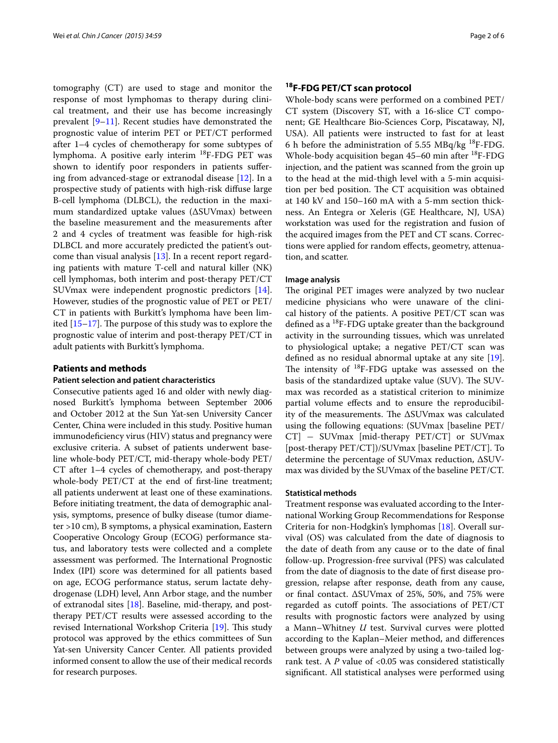tomography (CT) are used to stage and monitor the response of most lymphomas to therapy during clinical treatment, and their use has become increasingly prevalent [9–11]. Recent studies have demonstrated the prognostic value of interim PET or PET/CT performed after 1–4 cycles of chemotherapy for some subtypes of lymphoma. A positive early interim $^{18}$F-FDG PET was shown to identify poor responders in patients suffering from advanced-stage or extranodal disease [12]. In a prospective study of patients with high-risk diffuse large B-cell lymphoma (DLBCL), the reduction in the maximum standardized uptake values (ΔSUVmax) between the baseline measurement and the measurements after 2 and 4 cycles of treatment was feasible for high-risk DLBCL and more accurately predicted the patient's outcome than visual analysis [13]. In a recent report regarding patients with mature T-cell and natural killer (NK) cell lymphomas, both interim and post-therapy PET/CT SUVmax were independent prognostic predictors [14]. However, studies of the prognostic value of PET or PET/CT in patients with Burkitt's lymphoma have been limited [15–17]. The purpose of this study was to explore the prognostic value of interim and post-therapy PET/CT in adult patients with Burkitt's lymphoma.

## Patients and methods

### Patient selection and patient characteristics

Consecutive patients aged 16 and older with newly diagnosed Burkitt's lymphoma between September 2006 and October 2012 at the Sun Yat-sen University Cancer Center, China were included in this study. Positive human immunodeficiency virus (HIV) status and pregnancy were exclusive criteria. A subset of patients underwent baseline whole-body PET/CT, mid-therapy whole-body PET/CT after 1–4 cycles of chemotherapy, and post-therapy whole-body PET/CT at the end of first-line treatment; all patients underwent at least one of these examinations. Before initiating treatment, the data of demographic analysis, symptoms, presence of bulky disease (tumor diameter >10 cm), B symptoms, a physical examination, Eastern Cooperative Oncology Group (ECOG) performance status, and laboratory tests were collected and a complete assessment was performed. The International Prognostic Index (IPI) score was determined for all patients based on age, ECOG performance status, serum lactate dehydrogenase (LDH) level, Ann Arbor stage, and the number of extranodal sites [18]. Baseline, mid-therapy, and post-therapy PET/CT results were assessed according to the revised International Workshop Criteria [19]. This study protocol was approved by the ethics committees of Sun Yat-sen University Cancer Center. All patients provided informed consent to allow the use of their medical records for research purposes.

### $^{18}$F-FDG PET/CT scan protocol

Whole-body scans were performed on a combined PET/CT system (Discovery ST, with a 16-slice CT component; GE Healthcare Bio-Sciences Corp, Piscataway, NJ, USA). All patients were instructed to fast for at least 6 h before the administration of 5.55 MBq/kg $^{18}$F-FDG. Whole-body acquisition began 45–60 min after $^{18}$F-FDG injection, and the patient was scanned from the groin up to the head at the mid-thigh level with a 5-min acquisition per bed position. The CT acquisition was obtained at 140 kV and 150–160 mA with a 5-mm section thickness. An Entegra or Xeleris (GE Healthcare, NJ, USA) workstation was used for the registration and fusion of the acquired images from the PET and CT scans. Corrections were applied for random effects, geometry, attenuation, and scatter.

#### Image analysis

The original PET images were analyzed by two nuclear medicine physicians who were unaware of the clinical history of the patients. A positive PET/CT scan was defined as a $^{18}$F-FDG uptake greater than the background activity in the surrounding tissues, which was unrelated to physiological uptake; a negative PET/CT scan was defined as no residual abnormal uptake at any site [19]. The intensity of $^{18}$F-FDG uptake was assessed on the basis of the standardized uptake value (SUV). The SUVmax was recorded as a statistical criterion to minimize partial volume effects and to ensure the reproducibility of the measurements. The ΔSUVmax was calculated using the following equations: (SUVmax [baseline PET/CT] − SUVmax [mid-therapy PET/CT] or SUVmax [post-therapy PET/CT])/SUVmax [baseline PET/CT]. To determine the percentage of SUVmax reduction, ΔSUVmax was divided by the SUVmax of the baseline PET/CT.

#### Statistical methods

Treatment response was evaluated according to the International Working Group Recommendations for Response Criteria for non-Hodgkin's lymphomas [18]. Overall survival (OS) was calculated from the date of diagnosis to the date of death from any cause or to the date of final follow-up. Progression-free survival (PFS) was calculated from the date of diagnosis to the date of first disease progression, relapse after response, death from any cause, or final contact. ΔSUVmax of 25%, 50%, and 75% were regarded as cutoff points. The associations of PET/CT results with prognostic factors were analyzed by using a Mann–Whitney *U* test. Survival curves were plotted according to the Kaplan–Meier method, and differences between groups were analyzed by using a two-tailed log-rank test. A *P* value of <0.05 was considered statistically significant. All statistical analyses were performed using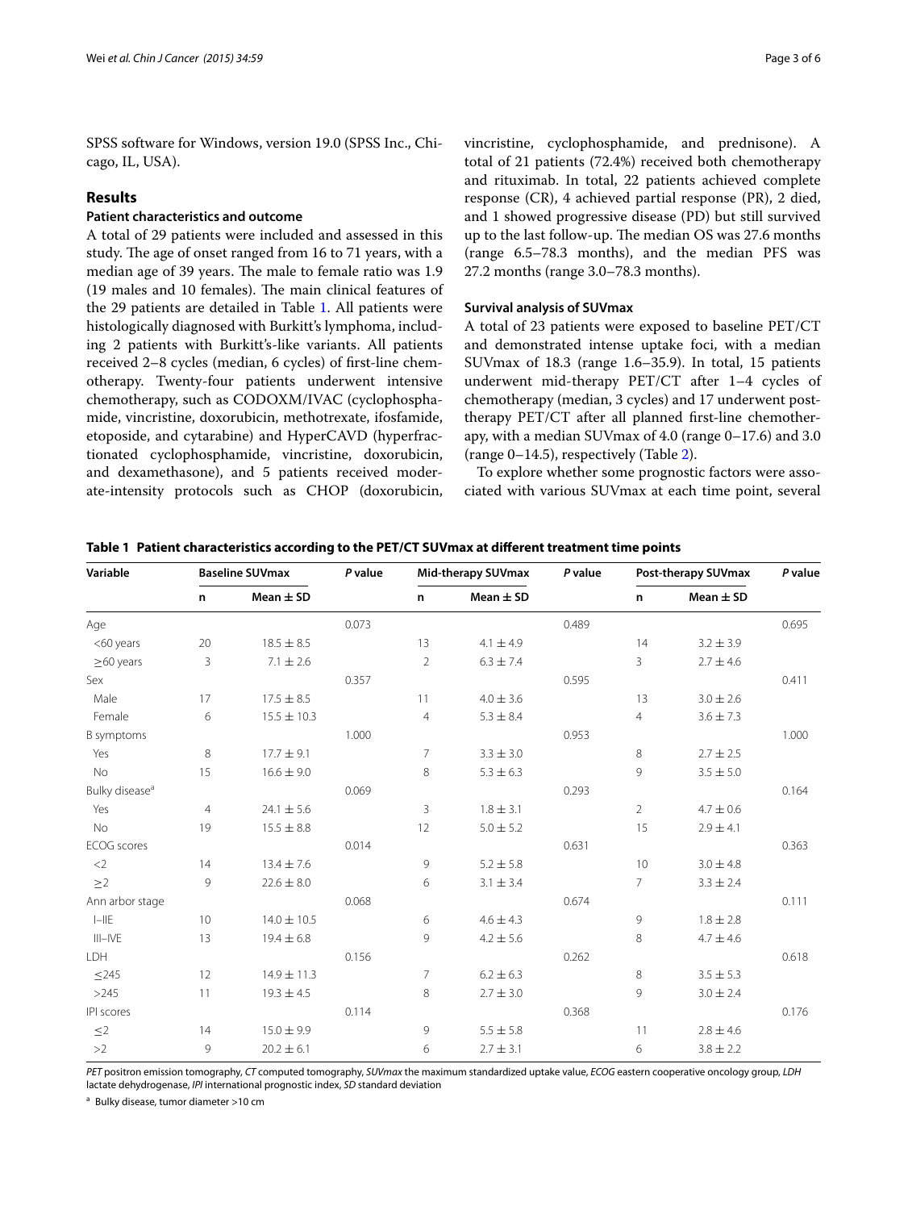SPSS software for Windows, version 19.0 (SPSS Inc., Chicago, IL, USA).

## Results

### Patient characteristics and outcome

A total of 29 patients were included and assessed in this study. The age of onset ranged from 16 to 71 years, with a median age of 39 years. The male to female ratio was 1.9 (19 males and 10 females). The main clinical features of the 29 patients are detailed in Table 1. All patients were histologically diagnosed with Burkitt's lymphoma, including 2 patients with Burkitt's-like variants. All patients received 2–8 cycles (median, 6 cycles) of first-line chemotherapy. Twenty-four patients underwent intensive chemotherapy, such as CODOXM/IVAC (cyclophosphamide, vincristine, doxorubicin, methotrexate, ifosfamide, etoposide, and cytarabine) and HyperCAVD (hyperfractionated cyclophosphamide, vincristine, doxorubicin, and dexamethasone), and 5 patients received moderate-intensity protocols such as CHOP (doxorubicin, vincristine, cyclophosphamide, and prednisone). A total of 21 patients (72.4%) received both chemotherapy and rituximab. In total, 22 patients achieved complete response (CR), 4 achieved partial response (PR), 2 died, and 1 showed progressive disease (PD) but still survived up to the last follow-up. The median OS was 27.6 months (range 6.5–78.3 months), and the median PFS was 27.2 months (range 3.0–78.3 months).

### Survival analysis of SUVmax

A total of 23 patients were exposed to baseline PET/CT and demonstrated intense uptake foci, with a median SUVmax of 18.3 (range 1.6–35.9). In total, 15 patients underwent mid-therapy PET/CT after 1–4 cycles of chemotherapy (median, 3 cycles) and 17 underwent post-therapy PET/CT after all planned first-line chemotherapy, with a median SUVmax of 4.0 (range 0–17.6) and 3.0 (range 0–14.5), respectively (Table 2).

To explore whether some prognostic factors were associated with various SUVmax at each time point, several

**Table 1 Patient characteristics according to the PET/CT SUVmax at different treatment time points**

| Variable | Baseline SUVmax | | *P* value | Mid-therapy SUVmax | | *P* value | Post-therapy SUVmax | | *P* value |
|---|---|---|---|---|---|---|---|---|---|
| | n | Mean ± SD | | n | Mean ± SD | | n | Mean ± SD | |
| Age | | | 0.073 | | | 0.489 | | | 0.695 |
| <60 years | 20 | 18.5 ± 8.5 | | 13 | 4.1 ± 4.9 | | 14 | 3.2 ± 3.9 | |
| ≥60 years | 3 | 7.1 ± 2.6 | | 2 | 6.3 ± 7.4 | | 3 | 2.7 ± 4.6 | |
| Sex | | | 0.357 | | | 0.595 | | | 0.411 |
| Male | 17 | 17.5 ± 8.5 | | 11 | 4.0 ± 3.6 | | 13 | 3.0 ± 2.6 | |
| Female | 6 | 15.5 ± 10.3 | | 4 | 5.3 ± 8.4 | | 4 | 3.6 ± 7.3 | |
| B symptoms | | | 1.000 | | | 0.953 | | | 1.000 |
| Yes | 8 | 17.7 ± 9.1 | | 7 | 3.3 ± 3.0 | | 8 | 2.7 ± 2.5 | |
| No | 15 | 16.6 ± 9.0 | | 8 | 5.3 ± 6.3 | | 9 | 3.5 ± 5.0 | |
| Bulky disease[a] | | | 0.069 | | | 0.293 | | | 0.164 |
| Yes | 4 | 24.1 ± 5.6 | | 3 | 1.8 ± 3.1 | | 2 | 4.7 ± 0.6 | |
| No | 19 | 15.5 ± 8.8 | | 12 | 5.0 ± 5.2 | | 15 | 2.9 ± 4.1 | |
| ECOG scores | | | 0.014 | | | 0.631 | | | 0.363 |
| <2 | 14 | 13.4 ± 7.6 | | 9 | 5.2 ± 5.8 | | 10 | 3.0 ± 4.8 | |
| ≥2 | 9 | 22.6 ± 8.0 | | 6 | 3.1 ± 3.4 | | 7 | 3.3 ± 2.4 | |
| Ann arbor stage | | | 0.068 | | | 0.674 | | | 0.111 |
| I–IIE | 10 | 14.0 ± 10.5 | | 6 | 4.6 ± 4.3 | | 9 | 1.8 ± 2.8 | |
| III–IVE | 13 | 19.4 ± 6.8 | | 9 | 4.2 ± 5.6 | | 8 | 4.7 ± 4.6 | |
| LDH | | | 0.156 | | | 0.262 | | | 0.618 |
| ≤245 | 12 | 14.9 ± 11.3 | | 7 | 6.2 ± 6.3 | | 8 | 3.5 ± 5.3 | |
| >245 | 11 | 19.3 ± 4.5 | | 8 | 2.7 ± 3.0 | | 9 | 3.0 ± 2.4 | |
| IPI scores | | | 0.114 | | | 0.368 | | | 0.176 |
| ≤2 | 14 | 15.0 ± 9.9 | | 9 | 5.5 ± 5.8 | | 11 | 2.8 ± 4.6 | |
| >2 | 9 | 20.2 ± 6.1 | | 6 | 2.7 ± 3.1 | | 6 | 3.8 ± 2.2 | |

*PET* positron emission tomography, *CT* computed tomography, *SUVmax* the maximum standardized uptake value, *ECOG* eastern cooperative oncology group, *LDH* lactate dehydrogenase, *IPI* international prognostic index, *SD* standard deviation

[a] Bulky disease, tumor diameter >10 cm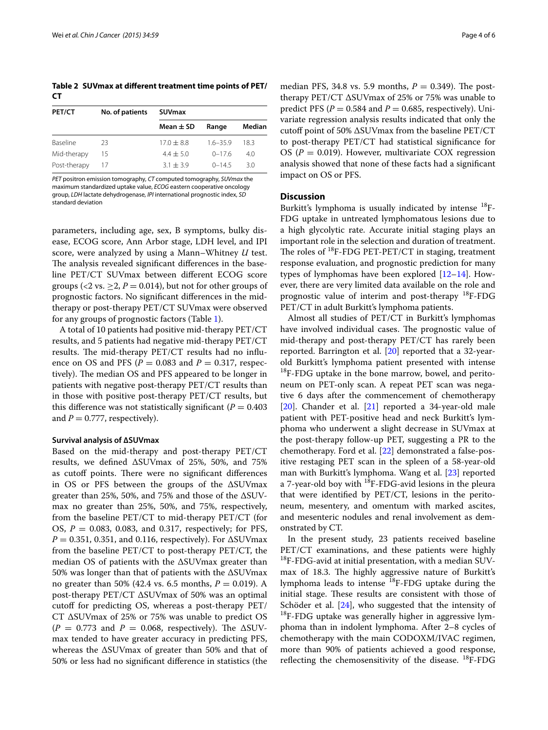**Table 2 SUVmax at different treatment time points of PET/CT**

| PET/CT | No. of patients | SUVmax | | |
|---|---|---|---|---|
| | | Mean ± SD | Range | Median |
| Baseline | 23 | 17.0 ± 8.8 | 1.6–35.9 | 18.3 |
| Mid-therapy | 15 | 4.4 ± 5.0 | 0–17.6 | 4.0 |
| Post-therapy | 17 | 3.1 ± 3.9 | 0–14.5 | 3.0 |

*PET* positron emission tomography, *CT* computed tomography, *SUVmax* the maximum standardized uptake value, *ECOG* eastern cooperative oncology group, *LDH* lactate dehydrogenase, *IPI* international prognostic index, *SD* standard deviation

parameters, including age, sex, B symptoms, bulky disease, ECOG score, Ann Arbor stage, LDH level, and IPI score, were analyzed by using a Mann–Whitney *U* test. The analysis revealed significant differences in the baseline PET/CT SUVmax between different ECOG score groups (<2 vs. ≥2, $P = 0.014$), but not for other groups of prognostic factors. No significant differences in the mid-therapy or post-therapy PET/CT SUVmax were observed for any groups of prognostic factors (Table 1).

A total of 10 patients had positive mid-therapy PET/CT results, and 5 patients had negative mid-therapy PET/CT results. The mid-therapy PET/CT results had no influence on OS and PFS ($P = 0.083$ and $P = 0.317$, respectively). The median OS and PFS appeared to be longer in patients with negative post-therapy PET/CT results than in those with positive post-therapy PET/CT results, but this difference was not statistically significant ($P = 0.403$ and $P = 0.777$, respectively).

#### Survival analysis of ΔSUVmax

Based on the mid-therapy and post-therapy PET/CT results, we defined ΔSUVmax of 25%, 50%, and 75% as cutoff points. There were no significant differences in OS or PFS between the groups of the ΔSUVmax greater than 25%, 50%, and 75% and those of the ΔSUVmax no greater than 25%, 50%, and 75%, respectively, from the baseline PET/CT to mid-therapy PET/CT (for OS, $P = 0.083$, 0.083, and 0.317, respectively; for PFS, $P = 0.351$, 0.351, and 0.116, respectively). For ΔSUVmax from the baseline PET/CT to post-therapy PET/CT, the median OS of patients with the ΔSUVmax greater than 50% was longer than that of patients with the ΔSUVmax no greater than 50% (42.4 vs. 6.5 months, $P = 0.019$). A post-therapy PET/CT ΔSUVmax of 50% was an optimal cutoff for predicting OS, whereas a post-therapy PET/CT ΔSUVmax of 25% or 75% was unable to predict OS ($P = 0.773$ and $P = 0.068$, respectively). The ΔSUVmax tended to have greater accuracy in predicting PFS, whereas the ΔSUVmax of greater than 50% and that of 50% or less had no significant difference in statistics (the median PFS, 34.8 vs. 5.9 months, $P = 0.349$). The post-therapy PET/CT ΔSUVmax of 25% or 75% was unable to predict PFS ($P = 0.584$ and $P = 0.685$, respectively). Univariate regression analysis results indicated that only the cutoff point of 50% ΔSUVmax from the baseline PET/CT to post-therapy PET/CT had statistical significance for OS ($P = 0.019$). However, multivariate COX regression analysis showed that none of these facts had a significant impact on OS or PFS.

## Discussion

Burkitt's lymphoma is usually indicated by intense $^{18}$F-FDG uptake in untreated lymphomatous lesions due to a high glycolytic rate. Accurate initial staging plays an important role in the selection and duration of treatment. The roles of $^{18}$F-FDG PET-PET/CT in staging, treatment response evaluation, and prognostic prediction for many types of lymphomas have been explored [12–14]. However, there are very limited data available on the role and prognostic value of interim and post-therapy $^{18}$F-FDG PET/CT in adult Burkitt's lymphoma patients.

Almost all studies of PET/CT in Burkitt's lymphomas have involved individual cases. The prognostic value of mid-therapy and post-therapy PET/CT has rarely been reported. Barrington et al. [20] reported that a 32-year-old Burkitt's lymphoma patient presented with intense $^{18}$F-FDG uptake in the bone marrow, bowel, and peritoneum on PET-only scan. A repeat PET scan was negative 6 days after the commencement of chemotherapy [20]. Chander et al. [21] reported a 34-year-old male patient with PET-positive head and neck Burkitt's lymphoma who underwent a slight decrease in SUVmax at the post-therapy follow-up PET, suggesting a PR to the chemotherapy. Ford et al. [22] demonstrated a false-positive restaging PET scan in the spleen of a 58-year-old man with Burkitt's lymphoma. Wang et al. [23] reported a 7-year-old boy with $^{18}$F-FDG-avid lesions in the pleura that were identified by PET/CT, lesions in the peritoneum, mesentery, and omentum with marked ascites, and mesenteric nodules and renal involvement as demonstrated by CT.

In the present study, 23 patients received baseline PET/CT examinations, and these patients were highly $^{18}$F-FDG-avid at initial presentation, with a median SUVmax of 18.3. The highly aggressive nature of Burkitt's lymphoma leads to intense $^{18}$F-FDG uptake during the initial stage. These results are consistent with those of Schöder et al. [24], who suggested that the intensity of $^{18}$F-FDG uptake was generally higher in aggressive lymphoma than in indolent lymphoma. After 2–8 cycles of chemotherapy with the main CODOXM/IVAC regimen, more than 90% of patients achieved a good response, reflecting the chemosensitivity of the disease. $^{18}$F-FDG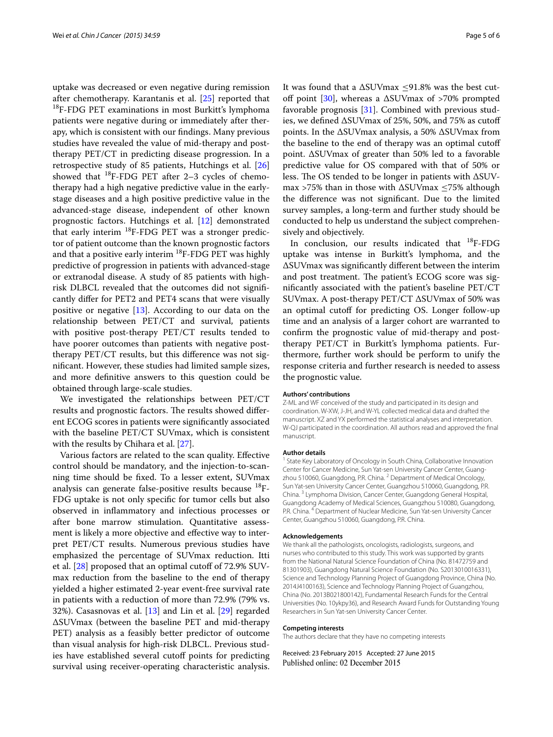uptake was decreased or even negative during remission after chemotherapy. Karantanis et al. [25] reported that $^{18}$F-FDG PET examinations in most Burkitt's lymphoma patients were negative during or immediately after therapy, which is consistent with our findings. Many previous studies have revealed the value of mid-therapy and post-therapy PET/CT in predicting disease progression. In a retrospective study of 85 patients, Hutchings et al. [26] showed that $^{18}$F-FDG PET after 2–3 cycles of chemotherapy had a high negative predictive value in the early-stage diseases and a high positive predictive value in the advanced-stage disease, independent of other known prognostic factors. Hutchings et al. [12] demonstrated that early interim $^{18}$F-FDG PET was a stronger predictor of patient outcome than the known prognostic factors and that a positive early interim $^{18}$F-FDG PET was highly predictive of progression in patients with advanced-stage or extranodal disease. A study of 85 patients with high-risk DLBCL revealed that the outcomes did not significantly differ for PET2 and PET4 scans that were visually positive or negative [13]. According to our data on the relationship between PET/CT and survival, patients with positive post-therapy PET/CT results tended to have poorer outcomes than patients with negative post-therapy PET/CT results, but this difference was not significant. However, these studies had limited sample sizes, and more definitive answers to this question could be obtained through large-scale studies.

We investigated the relationships between PET/CT results and prognostic factors. The results showed different ECOG scores in patients were significantly associated with the baseline PET/CT SUVmax, which is consistent with the results by Chihara et al. [27].

Various factors are related to the scan quality. Effective control should be mandatory, and the injection-to-scanning time should be fixed. To a lesser extent, SUVmax analysis can generate false-positive results because $^{18}$F-FDG uptake is not only specific for tumor cells but also observed in inflammatory and infectious processes or after bone marrow stimulation. Quantitative assessment is likely a more objective and effective way to interpret PET/CT results. Numerous previous studies have emphasized the percentage of SUVmax reduction. Itti et al. [28] proposed that an optimal cutoff of 72.9% SUVmax reduction from the baseline to the end of therapy yielded a higher estimated 2-year event-free survival rate in patients with a reduction of more than 72.9% (79% vs. 32%). Casasnovas et al. [13] and Lin et al. [29] regarded ΔSUVmax (between the baseline PET and mid-therapy PET) analysis as a feasibly better predictor of outcome than visual analysis for high-risk DLBCL. Previous studies have established several cutoff points for predicting survival using receiver-operating characteristic analysis. It was found that a ΔSUVmax ≤91.8% was the best cutoff point [30], whereas a ΔSUVmax of >70% prompted favorable prognosis [31]. Combined with previous studies, we defined ΔSUVmax of 25%, 50%, and 75% as cutoff points. In the ΔSUVmax analysis, a 50% ΔSUVmax from the baseline to the end of therapy was an optimal cutoff point. ΔSUVmax of greater than 50% led to a favorable predictive value for OS compared with that of 50% or less. The OS tended to be longer in patients with ΔSUVmax >75% than in those with ΔSUVmax ≤75% although the difference was not significant. Due to the limited survey samples, a long-term and further study should be conducted to help us understand the subject comprehensively and objectively.

In conclusion, our results indicated that $^{18}$F-FDG uptake was intense in Burkitt's lymphoma, and the ΔSUVmax was significantly different between the interim and post treatment. The patient's ECOG score was significantly associated with the patient's baseline PET/CT SUVmax. A post-therapy PET/CT ΔSUVmax of 50% was an optimal cutoff for predicting OS. Longer follow-up time and an analysis of a larger cohort are warranted to confirm the prognostic value of mid-therapy and post-therapy PET/CT in Burkitt's lymphoma patients. Furthermore, further work should be perform to unify the response criteria and further research is needed to assess the prognostic value.

#### Authors' contributions

Z-ML and WF conceived of the study and participated in its design and coordination. W-XW, J-JH, and W-YL collected medical data and drafted the manuscript. XZ and YX performed the statistical analyses and interpretation. W-QJ participated in the coordination. All authors read and approved the final manuscript.

#### Author details

[1] State Key Laboratory of Oncology in South China, Collaborative Innovation Center for Cancer Medicine, Sun Yat-sen University Cancer Center, Guangzhou 510060, Guangdong, P.R. China. [2] Department of Medical Oncology, Sun Yat-sen University Cancer Center, Guangzhou 510060, Guangdong, P.R. China. [3] Lymphoma Division, Cancer Center, Guangdong General Hospital, Guangdong Academy of Medical Sciences, Guangzhou 510080, Guangdong, P.R. China. [4] Department of Nuclear Medicine, Sun Yat-sen University Cancer Center, Guangzhou 510060, Guangdong, P.R. China.

#### Acknowledgements

We thank all the pathologists, oncologists, radiologists, surgeons, and nurses who contributed to this study. This work was supported by grants from the National Natural Science Foundation of China (No. 81472759 and 81301903), Guangdong Natural Science Foundation (No. S2013010016331), Science and Technology Planning Project of Guangdong Province, China (No. 2014J4100163), Science and Technology Planning Project of Guangzhou, China (No. 2013B021800142), Fundamental Research Funds for the Central Universities (No. 10ykpy36), and Research Award Funds for Outstanding Young Researchers in Sun Yat-sen University Cancer Center.

#### Competing interests

The authors declare that they have no competing interests

Received: 23 February 2015 Accepted: 27 June 2015
Published online: 02 December 2015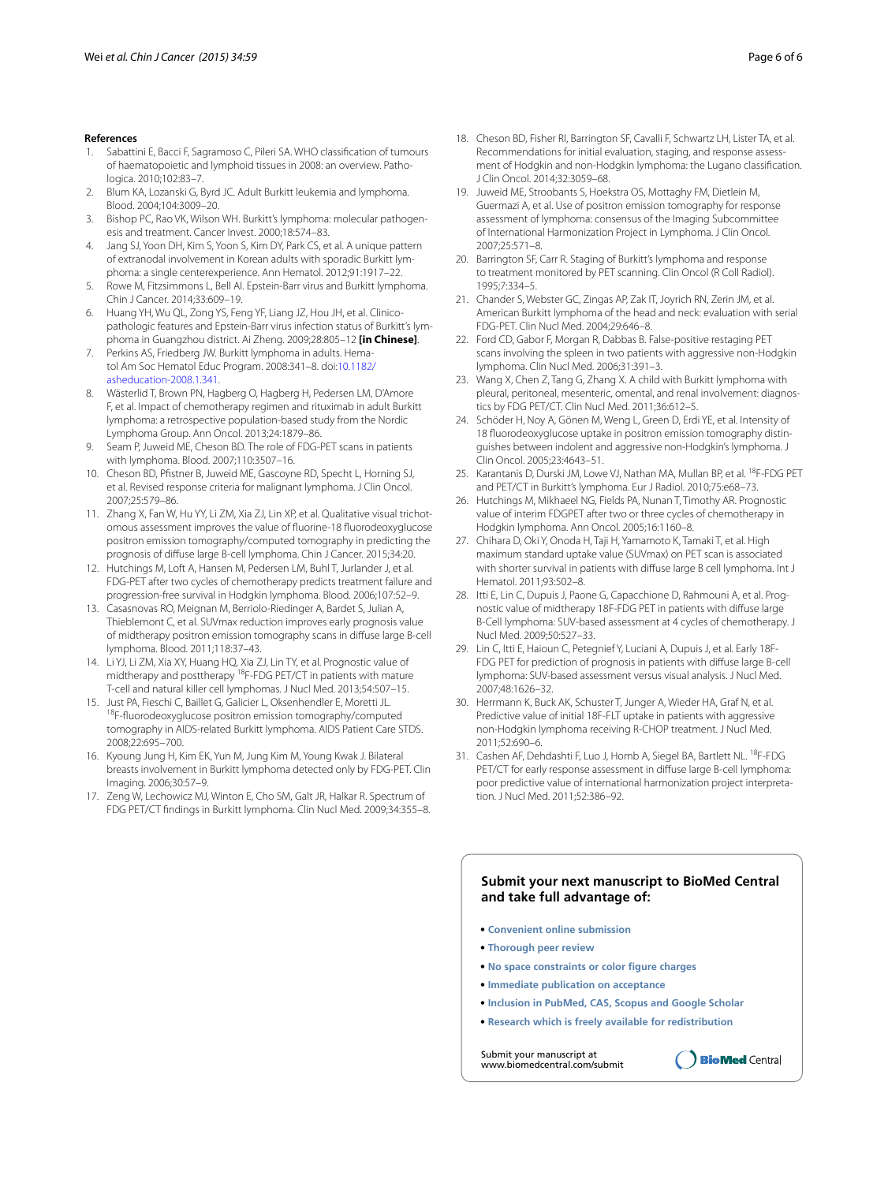## References

1. Sabattini E, Bacci F, Sagramoso C, Pileri SA. WHO classification of tumours of haematopoietic and lymphoid tissues in 2008: an overview. Pathologica. 2010;102:83–7.
2. Blum KA, Lozanski G, Byrd JC. Adult Burkitt leukemia and lymphoma. Blood. 2004;104:3009–20.
3. Bishop PC, Rao VK, Wilson WH. Burkitt's lymphoma: molecular pathogenesis and treatment. Cancer Invest. 2000;18:574–83.
4. Jang SJ, Yoon DH, Kim S, Yoon S, Kim DY, Park CS, et al. A unique pattern of extranodal involvement in Korean adults with sporadic Burkitt lymphoma: a single centerexperience. Ann Hematol. 2012;91:1917–22.
5. Rowe M, Fitzsimmons L, Bell AI. Epstein-Barr virus and Burkitt lymphoma. Chin J Cancer. 2014;33:609–19.
6. Huang YH, Wu QL, Zong YS, Feng YF, Liang JZ, Hou JH, et al. Clinicopathologic features and Epstein-Barr virus infection status of Burkitt's lymphoma in Guangzhou district. Ai Zheng. 2009;28:805–12 **[in Chinese]**.
7. Perkins AS, Friedberg JW. Burkitt lymphoma in adults. Hematol Am Soc Hematol Educ Program. 2008:341–8. doi:10.1182/asheducation-2008.1.341.
8. Wästerlid T, Brown PN, Hagberg O, Hagberg H, Pedersen LM, D'Amore F, et al. Impact of chemotherapy regimen and rituximab in adult Burkitt lymphoma: a retrospective population-based study from the Nordic Lymphoma Group. Ann Oncol. 2013;24:1879–86.
9. Seam P, Juweid ME, Cheson BD. The role of FDG-PET scans in patients with lymphoma. Blood. 2007;110:3507–16.
10. Cheson BD, Pfistner B, Juweid ME, Gascoyne RD, Specht L, Horning SJ, et al. Revised response criteria for malignant lymphoma. J Clin Oncol. 2007;25:579–86.
11. Zhang X, Fan W, Hu YY, Li ZM, Xia ZJ, Lin XP, et al. Qualitative visual trichotomous assessment improves the value of fluorine-18 fluorodeoxyglucose positron emission tomography/computed tomography in predicting the prognosis of diffuse large B-cell lymphoma. Chin J Cancer. 2015;34:20.
12. Hutchings M, Loft A, Hansen M, Pedersen LM, Buhl T, Jurlander J, et al. FDG-PET after two cycles of chemotherapy predicts treatment failure and progression-free survival in Hodgkin lymphoma. Blood. 2006;107:52–9.
13. Casasnovas RO, Meignan M, Berriolo-Riedinger A, Bardet S, Julian A, Thieblemont C, et al. SUVmax reduction improves early prognosis value of midtherapy positron emission tomography scans in diffuse large B-cell lymphoma. Blood. 2011;118:37–43.
14. Li YJ, Li ZM, Xia XY, Huang HQ, Xia ZJ, Lin TY, et al. Prognostic value of midtherapy and posttherapy $^{18}$F-FDG PET/CT in patients with mature T-cell and natural killer cell lymphomas. J Nucl Med. 2013;54:507–15.
15. Just PA, Fieschi C, Baillet G, Galicier L, Oksenhendler E, Moretti JL. $^{18}$F-fluorodeoxyglucose positron emission tomography/computed tomography in AIDS-related Burkitt lymphoma. AIDS Patient Care STDS. 2008;22:695–700.
16. Kyoung Jung H, Kim EK, Yun M, Jung Kim M, Young Kwak J. Bilateral breasts involvement in Burkitt lymphoma detected only by FDG-PET. Clin Imaging. 2006;30:57–9.
17. Zeng W, Lechowicz MJ, Winton E, Cho SM, Galt JR, Halkar R. Spectrum of FDG PET/CT findings in Burkitt lymphoma. Clin Nucl Med. 2009;34:355–8.
18. Cheson BD, Fisher RI, Barrington SF, Cavalli F, Schwartz LH, Lister TA, et al. Recommendations for initial evaluation, staging, and response assessment of Hodgkin and non-Hodgkin lymphoma: the Lugano classification. J Clin Oncol. 2014;32:3059–68.
19. Juweid ME, Stroobants S, Hoekstra OS, Mottaghy FM, Dietlein M, Guermazi A, et al. Use of positron emission tomography for response assessment of lymphoma: consensus of the Imaging Subcommittee of International Harmonization Project in Lymphoma. J Clin Oncol. 2007;25:571–8.
20. Barrington SF, Carr R. Staging of Burkitt's lymphoma and response to treatment monitored by PET scanning. Clin Oncol (R Coll Radiol). 1995;7:334–5.
21. Chander S, Webster GC, Zingas AP, Zak IT, Joyrich RN, Zerin JM, et al. American Burkitt lymphoma of the head and neck: evaluation with serial FDG-PET. Clin Nucl Med. 2004;29:646–8.
22. Ford CD, Gabor F, Morgan R, Dabbas B. False-positive restaging PET scans involving the spleen in two patients with aggressive non-Hodgkin lymphoma. Clin Nucl Med. 2006;31:391–3.
23. Wang X, Chen Z, Tang G, Zhang X. A child with Burkitt lymphoma with pleural, peritoneal, mesenteric, omental, and renal involvement: diagnostics by FDG PET/CT. Clin Nucl Med. 2011;36:612–5.
24. Schöder H, Noy A, Gönen M, Weng L, Green D, Erdi YE, et al. Intensity of 18 fluorodeoxyglucose uptake in positron emission tomography distinguishes between indolent and aggressive non-Hodgkin's lymphoma. J Clin Oncol. 2005;23:4643–51.
25. Karantanis D, Durski JM, Lowe VJ, Nathan MA, Mullan BP, et al. $^{18}$F-FDG PET and PET/CT in Burkitt's lymphoma. Eur J Radiol. 2010;75:e68–73.
26. Hutchings M, Mikhaeel NG, Fields PA, Nunan T, Timothy AR. Prognostic value of interim FDGPET after two or three cycles of chemotherapy in Hodgkin lymphoma. Ann Oncol. 2005;16:1160–8.
27. Chihara D, Oki Y, Onoda H, Taji H, Yamamoto K, Tamaki T, et al. High maximum standard uptake value (SUVmax) on PET scan is associated with shorter survival in patients with diffuse large B cell lymphoma. Int J Hematol. 2011;93:502–8.
28. Itti E, Lin C, Dupuis J, Paone G, Capacchione D, Rahmouni A, et al. Prognostic value of midtherapy 18F-FDG PET in patients with diffuse large B-Cell lymphoma: SUV-based assessment at 4 cycles of chemotherapy. J Nucl Med. 2009;50:527–33.
29. Lin C, Itti E, Haioun C, Petegnief Y, Luciani A, Dupuis J, et al. Early 18F-FDG PET for prediction of prognosis in patients with diffuse large B-cell lymphoma: SUV-based assessment versus visual analysis. J Nucl Med. 2007;48:1626–32.
30. Herrmann K, Buck AK, Schuster T, Junger A, Wieder HA, Graf N, et al. Predictive value of initial 18F-FLT uptake in patients with aggressive non-Hodgkin lymphoma receiving R-CHOP treatment. J Nucl Med. 2011;52:690–6.
31. Cashen AF, Dehdashti F, Luo J, Homb A, Siegel BA, Bartlett NL. $^{18}$F-FDG PET/CT for early response assessment in diffuse large B-cell lymphoma: poor predictive value of international harmonization project interpretation. J Nucl Med. 2011;52:386–92.

**Submit your next manuscript to BioMed Central and take full advantage of:**

- **Convenient online submission**
- **Thorough peer review**
- **No space constraints or color figure charges**
- **Immediate publication on acceptance**
- **Inclusion in PubMed, CAS, Scopus and Google Scholar**
- **Research which is freely available for redistribution**

Submit your manuscript at
www.biomedcentral.com/submit

BioMed Central